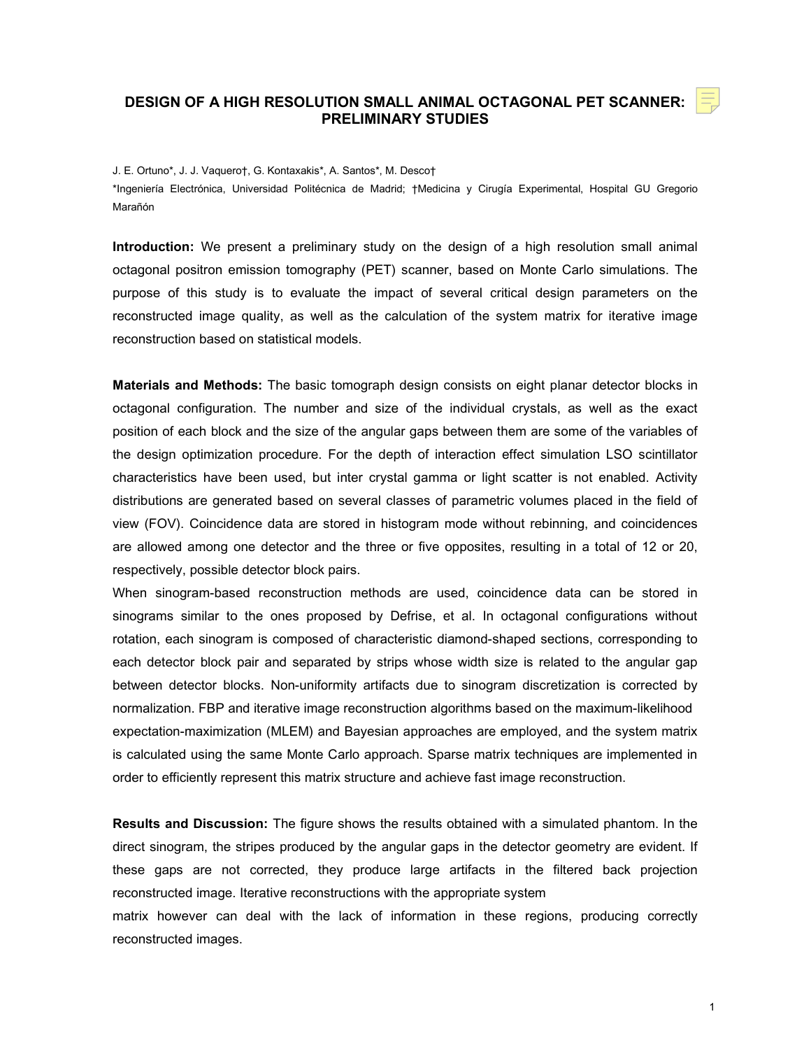# DESIGN OF A HIGH RESOLUTION SMALL ANIMAL OCTAGONAL PET SCANNER: PRELIMINARY STUDIES

J. E. Ortuno*, J. J. Vaquero†, G. Kontaxakis*, A. Santos*, M. Desco†

*Ingeniería Electrónica, Universidad Politécnica de Madrid; †Medicina y Cirugía Experimental, Hospital GU Gregorio Marañón

**Introduction:** We present a preliminary study on the design of a high resolution small animal octagonal positron emission tomography (PET) scanner, based on Monte Carlo simulations. The purpose of this study is to evaluate the impact of several critical design parameters on the reconstructed image quality, as well as the calculation of the system matrix for iterative image reconstruction based on statistical models.

**Materials and Methods:** The basic tomograph design consists on eight planar detector blocks in octagonal configuration. The number and size of the individual crystals, as well as the exact position of each block and the size of the angular gaps between them are some of the variables of the design optimization procedure. For the depth of interaction effect simulation LSO scintillator characteristics have been used, but inter crystal gamma or light scatter is not enabled. Activity distributions are generated based on several classes of parametric volumes placed in the field of view (FOV). Coincidence data are stored in histogram mode without rebinning, and coincidences are allowed among one detector and the three or five opposites, resulting in a total of 12 or 20, respectively, possible detector block pairs.

When sinogram-based reconstruction methods are used, coincidence data can be stored in sinograms similar to the ones proposed by Defrise, et al. In octagonal configurations without rotation, each sinogram is composed of characteristic diamond-shaped sections, corresponding to each detector block pair and separated by strips whose width size is related to the angular gap between detector blocks. Non-uniformity artifacts due to sinogram discretization is corrected by normalization. FBP and iterative image reconstruction algorithms based on the maximum-likelihood expectation-maximization (MLEM) and Bayesian approaches are employed, and the system matrix is calculated using the same Monte Carlo approach. Sparse matrix techniques are implemented in order to efficiently represent this matrix structure and achieve fast image reconstruction.

**Results and Discussion:** The figure shows the results obtained with a simulated phantom. In the direct sinogram, the stripes produced by the angular gaps in the detector geometry are evident. If these gaps are not corrected, they produce large artifacts in the filtered back projection reconstructed image. Iterative reconstructions with the appropriate system matrix however can deal with the lack of information in these regions, producing correctly reconstructed images.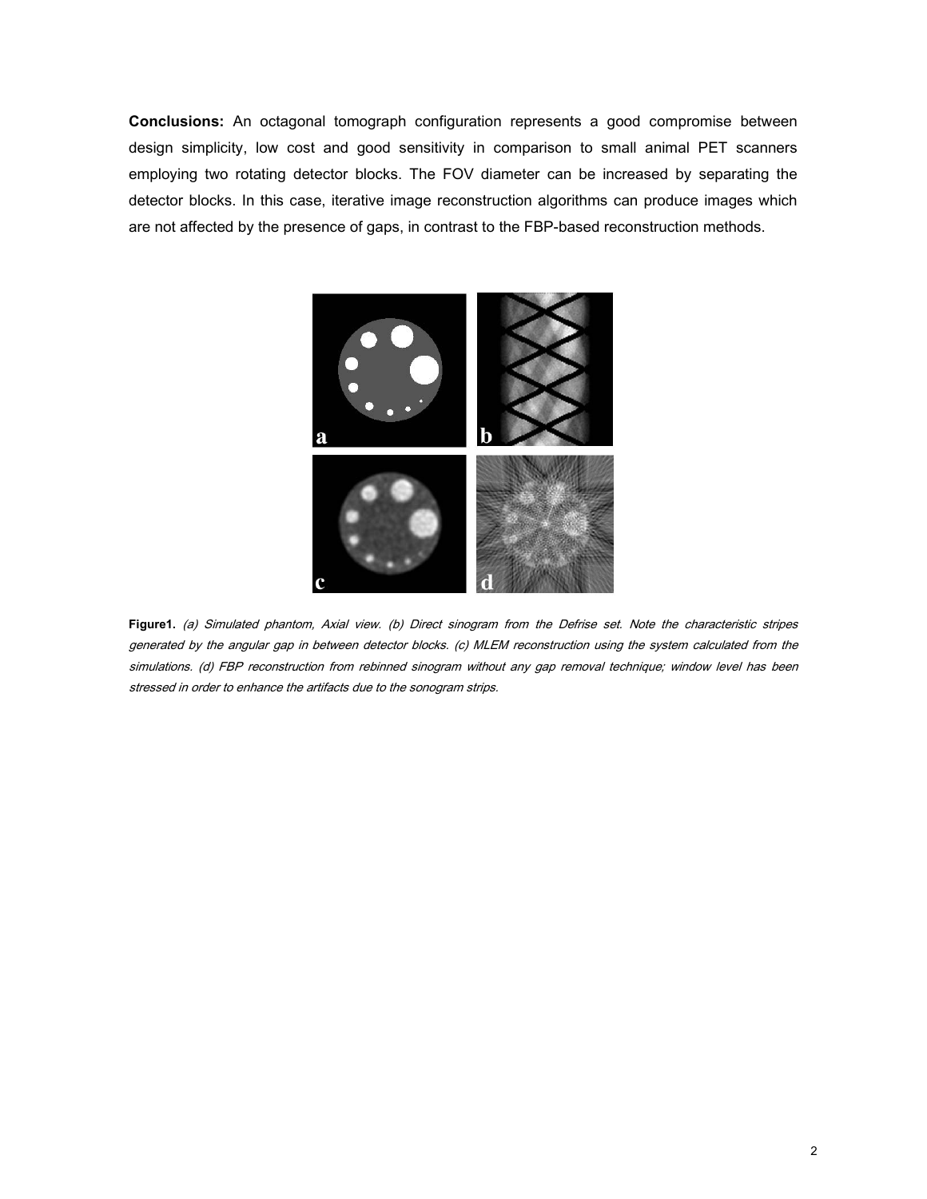**Conclusions:** An octagonal tomograph configuration represents a good compromise between design simplicity, low cost and good sensitivity in comparison to small animal PET scanners employing two rotating detector blocks. The FOV diameter can be increased by separating the detector blocks. In this case, iterative image reconstruction algorithms can produce images which are not affected by the presence of gaps, in contrast to the FBP-based reconstruction methods.

a

b

c

d

**Figure1.** *(a) Simulated phantom, Axial view. (b) Direct sinogram from the Defrise set. Note the characteristic stripes generated by the angular gap in between detector blocks. (c) MLEM reconstruction using the system calculated from the simulations. (d) FBP reconstruction from rebinned sinogram without any gap removal technique; window level has been stressed in order to enhance the artifacts due to the sonogram strips.*